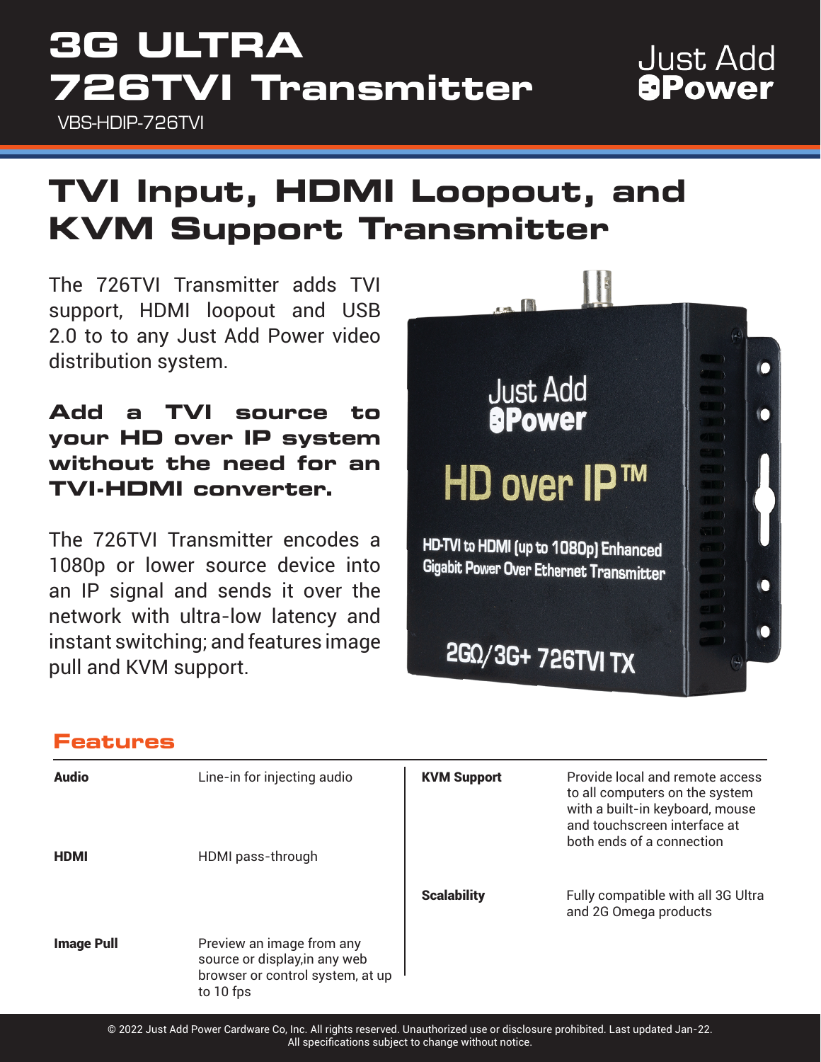# 3G ULTRA 726TVI Transmitter

VBS-HDIP-726TVI

Just Add Power

## TVI Input, HDMI Loopout, and KVM Support Transmitter

The 726TVI Transmitter adds TVI support, HDMI loopout and USB 2.0 to to any Just Add Power video distribution system.

**Add a TVI source to your HD over IP system without the need for an TVI-HDMI converter.**

The 726TVI Transmitter encodes a 1080p or lower source device into an IP signal and sends it over the network with ultra-low latency and instant switching; and features image pull and KVM support.

### Features

| | |
|---|---|
| **Audio** | Line-in for injecting audio |
| **HDMI** | HDMI pass-through |
| **Image Pull** | Preview an image from any source or display,in any web browser or control system, at up to 10 fps |
| **KVM Support** | Provide local and remote access to all computers on the system with a built-in keyboard, mouse and touchscreen interface at both ends of a connection |
| **Scalability** | Fully compatible with all 3G Ultra and 2G Omega products |

© 2022 Just Add Power Cardware Co, Inc. All rights reserved. Unauthorized use or disclosure prohibited. Last updated Jan-22. All specifications subject to change without notice.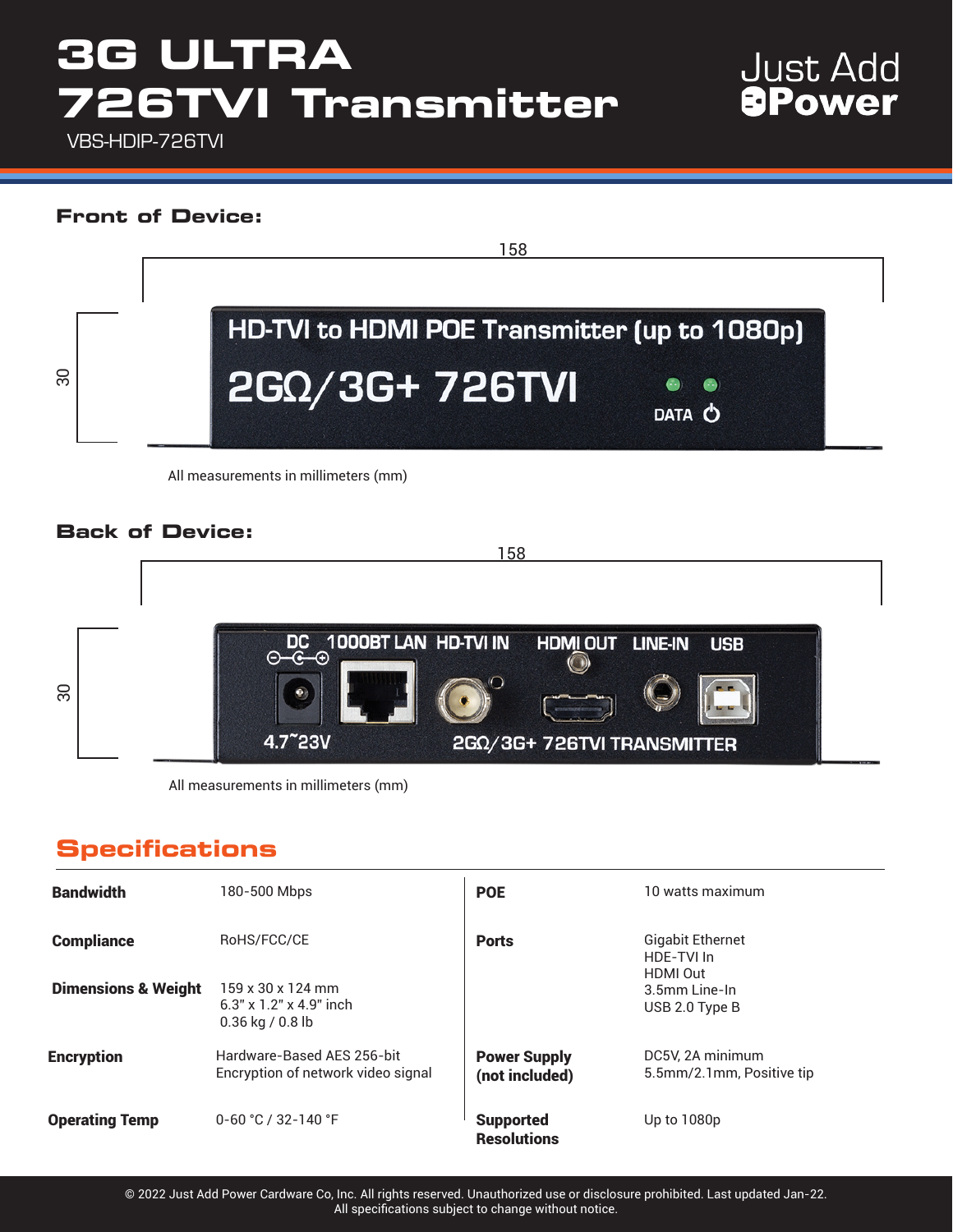# 3G ULTRA 726TVI Transmitter

VBS-HDIP-726TVI

Just Add Power

## Front of Device:

158

30

HD-TVI to HDMI POE Transmitter (up to 1080p)

2GΩ/3G+ 726TVI

DATA

All measurements in millimeters (mm)

## Back of Device:

158

30

DC 1000BT LAN HD-TVI IN HDMI OUT LINE-IN USB

4.7~23V

2GΩ/3G+ 726TVI TRANSMITTER

All measurements in millimeters (mm)

## Specifications

| | | | |
|---|---|---|---|
| **Bandwidth** | 180-500 Mbps | **POE** | 10 watts maximum |
| **Compliance** | RoHS/FCC/CE | **Ports** | Gigabit Ethernet<br>HDE-TVI In<br>HDMI Out<br>3.5mm Line-In<br>USB 2.0 Type B |
| **Dimensions & Weight** | 159 x 30 x 124 mm<br>6.3" x 1.2" x 4.9" inch<br>0.36 kg / 0.8 lb | | |
| **Encryption** | Hardware-Based AES 256-bit Encryption of network video signal | **Power Supply (not included)** | DC5V, 2A minimum<br>5.5mm/2.1mm, Positive tip |
| **Operating Temp** | 0-60 °C / 32-140 °F | **Supported Resolutions** | Up to 1080p |

© 2022 Just Add Power Cardware Co, Inc. All rights reserved. Unauthorized use or disclosure prohibited. Last updated Jan-22.
All specifications subject to change without notice.